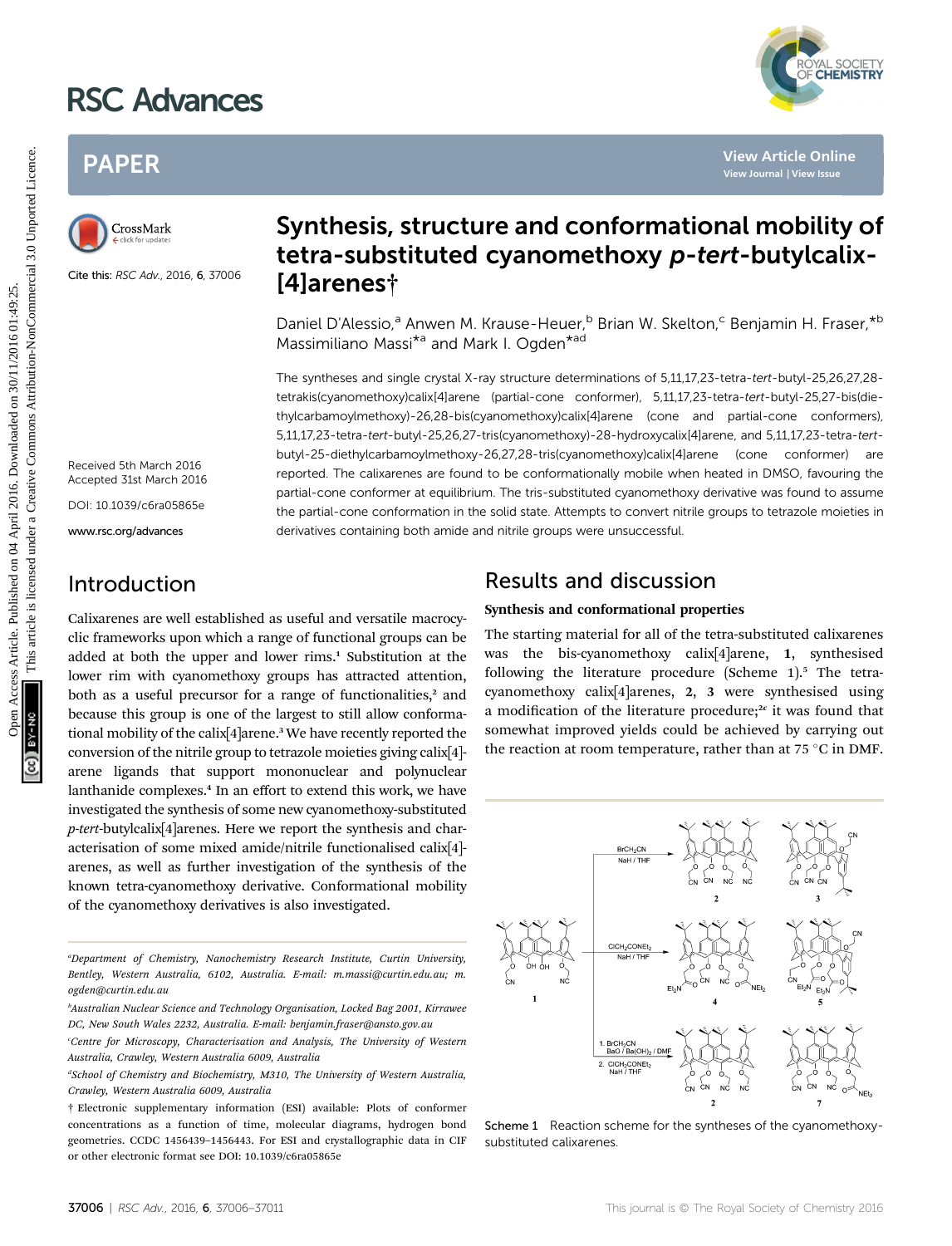# Synthesis, structure and conformational mobility of tetra-substituted cyanomethoxy *p-tert*-butylcalix[4]arenes†

Daniel D'Alessio,[a] Anwen M. Krause-Heuer,[b] Brian W. Skelton,[c] Benjamin H. Fraser,*[b] Massimiliano Massi*[a] and Mark I. Ogden*[ad]

Cite this: RSC Adv., 2016, 6, 37006

Received 5th March 2016
Accepted 31st March 2016

DOI: 10.1039/c6ra05865e

www.rsc.org/advances

The syntheses and single crystal X-ray structure determinations of 5,11,17,23-tetra-*tert*-butyl-25,26,27,28-tetrakis(cyanomethoxy)calix[4]arene (partial-cone conformer), 5,11,17,23-tetra-*tert*-butyl-25,27-bis(diethylcarbamoylmethoxy)-26,28-bis(cyanomethoxy)calix[4]arene (cone and partial-cone conformers), 5,11,17,23-tetra-*tert*-butyl-25,26,27-tris(cyanomethoxy)-28-hydroxycalix[4]arene, and 5,11,17,23-tetra-*tert*-butyl-25-diethylcarbamoylmethoxy-26,27,28-tris(cyanomethoxy)calix[4]arene (cone conformer) are reported. The calixarenes are found to be conformationally mobile when heated in DMSO, favouring the partial-cone conformer at equilibrium. The tris-substituted cyanomethoxy derivative was found to assume the partial-cone conformation in the solid state. Attempts to convert nitrile groups to tetrazole moieties in derivatives containing both amide and nitrile groups were unsuccessful.

## Introduction

Calixarenes are well established as useful and versatile macrocyclic frameworks upon which a range of functional groups can be added at both the upper and lower rims.[1] Substitution at the lower rim with cyanomethoxy groups has attracted attention, both as a useful precursor for a range of functionalities,[2] and because this group is one of the largest to still allow conformational mobility of the calix[4]arene.[3] We have recently reported the conversion of the nitrile group to tetrazole moieties giving calix[4]arene ligands that support mononuclear and polynuclear lanthanide complexes.[4] In an effort to extend this work, we have investigated the synthesis of some new cyanomethoxy-substituted *p-tert*-butylcalix[4]arenes. Here we report the synthesis and characterisation of some mixed amide/nitrile functionalised calix[4]arenes, as well as further investigation of the synthesis of the known tetra-cyanomethoxy derivative. Conformational mobility of the cyanomethoxy derivatives is also investigated.

## Results and discussion

### Synthesis and conformational properties

The starting material for all of the tetra-substituted calixarenes was the bis-cyanomethoxy calix[4]arene, **1**, synthesised following the literature procedure (Scheme 1).[5] The tetra-cyanomethoxy calix[4]arenes, **2**, **3** were synthesised using a modification of the literature procedure;[2c] it was found that somewhat improved yields could be achieved by carrying out the reaction at room temperature, rather than at 75 °C in DMF.

Scheme 1 Reaction scheme for the syntheses of the cyanomethoxy-substituted calixarenes.

[a]Department of Chemistry, Nanochemistry Research Institute, Curtin University, Bentley, Western Australia, 6102, Australia. E-mail: m.massi@curtin.edu.au; m.ogden@curtin.edu.au

[b]Australian Nuclear Science and Technology Organisation, Locked Bag 2001, Kirrawee DC, New South Wales 2232, Australia. E-mail: benjamin.fraser@ansto.gov.au

[c]Centre for Microscopy, Characterisation and Analysis, The University of Western Australia, Crawley, Western Australia 6009, Australia

[d]School of Chemistry and Biochemistry, M310, The University of Western Australia, Crawley, Western Australia 6009, Australia

† Electronic supplementary information (ESI) available: Plots of conformer concentrations as a function of time, molecular diagrams, hydrogen bond geometries. CCDC 1456439–1456443. For ESI and crystallographic data in CIF or other electronic format see DOI: 10.1039/c6ra05865e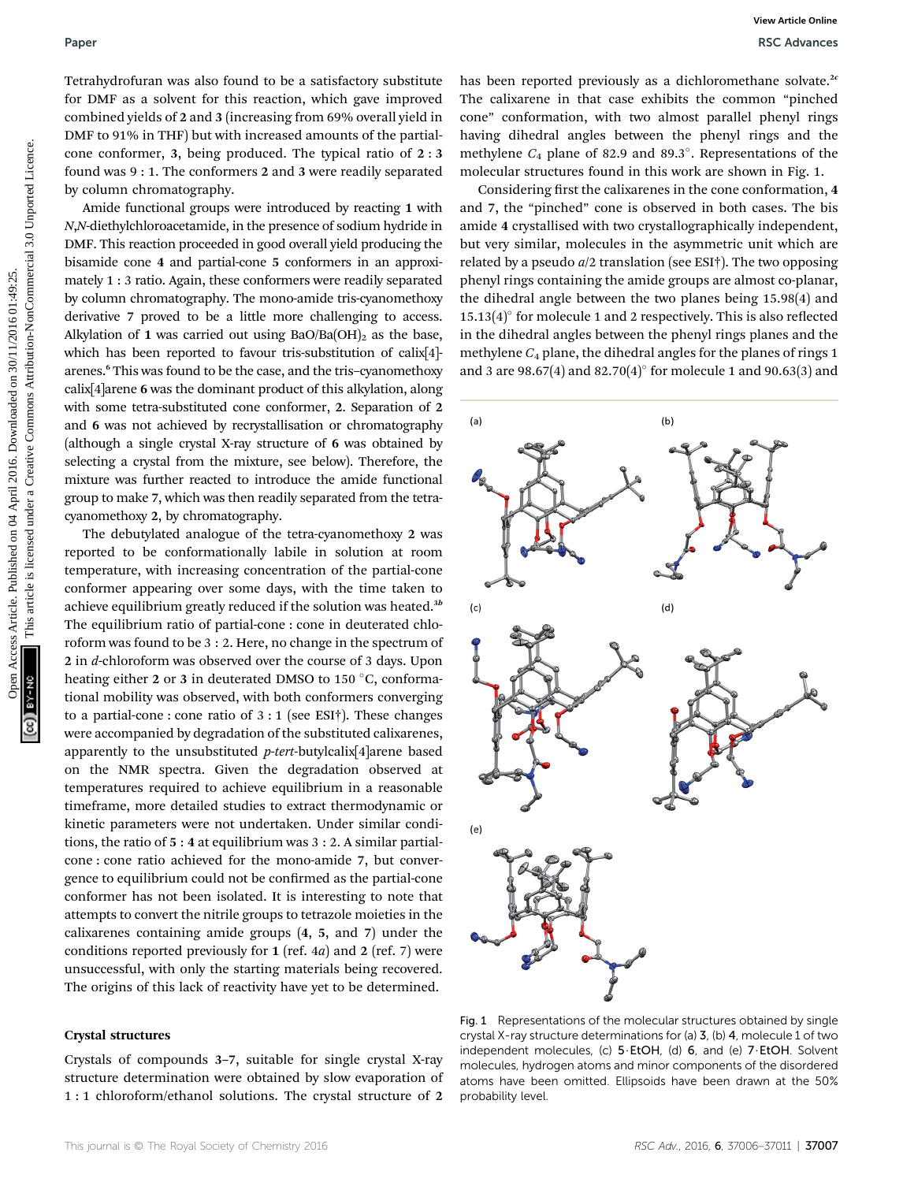Tetrahydrofuran was also found to be a satisfactory substitute for DMF as a solvent for this reaction, which gave improved combined yields of **2** and **3** (increasing from 69% overall yield in DMF to 91% in THF) but with increased amounts of the partial-cone conformer, **3**, being produced. The typical ratio of **2** : **3** found was 9 : 1. The conformers **2** and **3** were readily separated by column chromatography.

Amide functional groups were introduced by reacting **1** with *N*,*N*-diethylchloroacetamide, in the presence of sodium hydride in DMF. This reaction proceeded in good overall yield producing the bisamide cone **4** and partial-cone **5** conformers in an approximately 1 : 3 ratio. Again, these conformers were readily separated by column chromatography. The mono-amide tris-cyanomethoxy derivative **7** proved to be a little more challenging to access. Alkylation of **1** was carried out using BaO/Ba$(OH)_2$ as the base, which has been reported to favour tris-substitution of calix[4]arenes.[6] This was found to be the case, and the tris–cyanomethoxy calix[4]arene **6** was the dominant product of this alkylation, along with some tetra-substituted cone conformer, **2**. Separation of **2** and **6** was not achieved by recrystallisation or chromatography (although a single crystal X-ray structure of **6** was obtained by selecting a crystal from the mixture, see below). Therefore, the mixture was further reacted to introduce the amide functional group to make **7**, which was then readily separated from the tetra-cyanomethoxy **2**, by chromatography.

The debutylated analogue of the tetra-cyanomethoxy **2** was reported to be conformationally labile in solution at room temperature, with increasing concentration of the partial-cone conformer appearing over some days, with the time taken to achieve equilibrium greatly reduced if the solution was heated.[3b] The equilibrium ratio of partial-cone : cone in deuterated chloroform was found to be 3 : 2. Here, no change in the spectrum of **2** in *d*-chloroform was observed over the course of 3 days. Upon heating either **2** or **3** in deuterated DMSO to 150 °C, conformational mobility was observed, with both conformers converging to a partial-cone : cone ratio of 3 : 1 (see ESI†). These changes were accompanied by degradation of the substituted calixarenes, apparently to the unsubstituted *p*-*tert*-butylcalix[4]arene based on the NMR spectra. Given the degradation observed at temperatures required to achieve equilibrium in a reasonable timeframe, more detailed studies to extract thermodynamic or kinetic parameters were not undertaken. Under similar conditions, the ratio of **5** : **4** at equilibrium was 3 : 2. A similar partial-cone : cone ratio achieved for the mono-amide **7**, but convergence to equilibrium could not be confirmed as the partial-cone conformer has not been isolated. It is interesting to note that attempts to convert the nitrile groups to tetrazole moieties in the calixarenes containing amide groups (**4**, **5**, and **7**) under the conditions reported previously for **1** (ref. 4*a*) and **2** (ref. 7) were unsuccessful, with only the starting materials being recovered. The origins of this lack of reactivity have yet to be determined.

### Crystal structures

Crystals of compounds **3**–**7**, suitable for single crystal X-ray structure determination were obtained by slow evaporation of 1 : 1 chloroform/ethanol solutions. The crystal structure of **2** has been reported previously as a dichloromethane solvate.[2c] The calixarene in that case exhibits the common "pinched cone" conformation, with two almost parallel phenyl rings having dihedral angles between the phenyl rings and the methylene $C_4$ plane of 82.9 and 89.3°. Representations of the molecular structures found in this work are shown in Fig. 1.

Considering first the calixarenes in the cone conformation, **4** and **7**, the "pinched" cone is observed in both cases. The bis amide **4** crystallised with two crystallographically independent, but very similar, molecules in the asymmetric unit which are related by a pseudo *a*/2 translation (see ESI†). The two opposing phenyl rings containing the amide groups are almost co-planar, the dihedral angle between the two planes being 15.98(4) and 15.13(4)° for molecule 1 and 2 respectively. This is also reflected in the dihedral angles between the phenyl rings planes and the methylene $C_4$ plane, the dihedral angles for the planes of rings 1 and 3 are 98.67(4) and 82.70(4)° for molecule 1 and 90.63(3) and

Fig. 1 Representations of the molecular structures obtained by single crystal X-ray structure determinations for (a) **3**, (b) **4**, molecule 1 of two independent molecules, (c) **5**·EtOH, (d) **6**, and (e) **7**·EtOH. Solvent molecules, hydrogen atoms and minor components of the disordered atoms have been omitted. Ellipsoids have been drawn at the 50% probability level.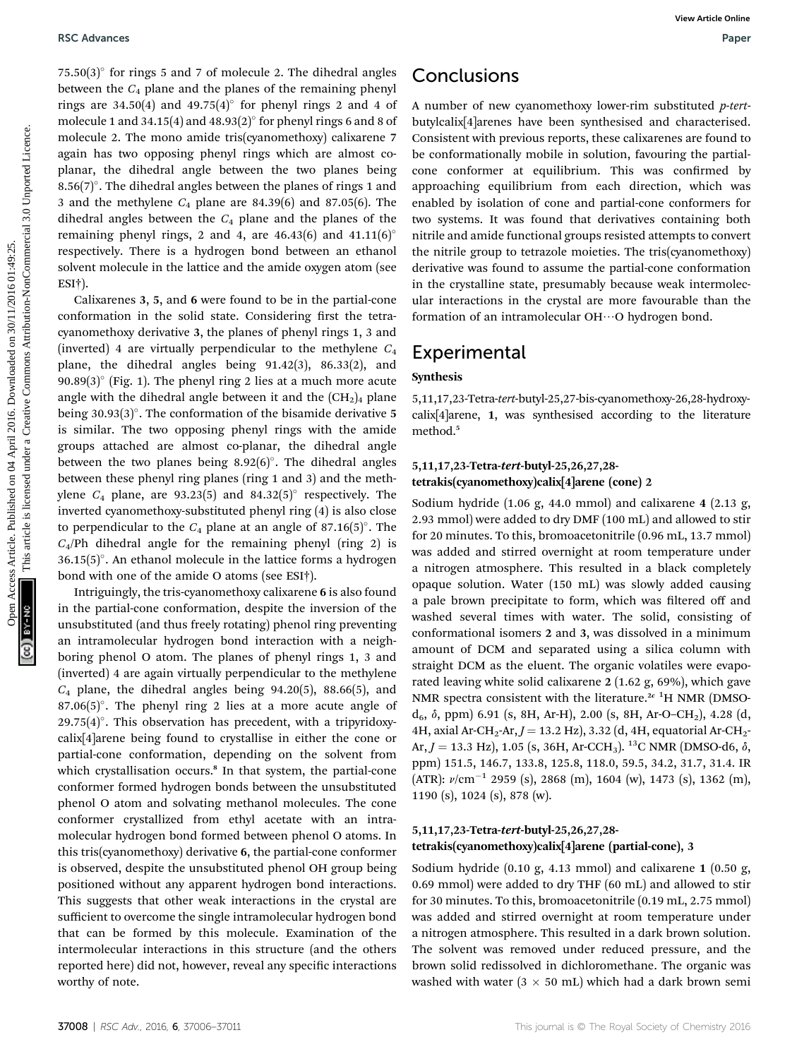75.50(3)° for rings 5 and 7 of molecule 2. The dihedral angles between the $C_4$ plane and the planes of the remaining phenyl rings are 34.50(4) and 49.75(4)° for phenyl rings 2 and 4 of molecule 1 and 34.15(4) and 48.93(2)° for phenyl rings 6 and 8 of molecule 2. The mono amide tris(cyanomethoxy) calixarene **7** again has two opposing phenyl rings which are almost co-planar, the dihedral angle between the two planes being 8.56(7)°. The dihedral angles between the planes of rings 1 and 3 and the methylene $C_4$ plane are 84.39(6) and 87.05(6). The dihedral angles between the $C_4$ plane and the planes of the remaining phenyl rings, 2 and 4, are 46.43(6) and 41.11(6)° respectively. There is a hydrogen bond between an ethanol solvent molecule in the lattice and the amide oxygen atom (see ESI†).

Calixarenes **3**, **5**, and **6** were found to be in the partial-cone conformation in the solid state. Considering first the tetracyanomethoxy derivative **3**, the planes of phenyl rings 1, 3 and (inverted) 4 are virtually perpendicular to the methylene $C_4$ plane, the dihedral angles being 91.42(3), 86.33(2), and 90.89(3)° (Fig. 1). The phenyl ring 2 lies at a much more acute angle with the dihedral angle between it and the $(CH_2)_4$ plane being 30.93(3)°. The conformation of the bisamide derivative **5** is similar. The two opposing phenyl rings with the amide groups attached are almost co-planar, the dihedral angle between the two planes being 8.92(6)°. The dihedral angles between these phenyl ring planes (ring 1 and 3) and the methylene $C_4$ plane, are 93.23(5) and 84.32(5)° respectively. The inverted cyanomethoxy-substituted phenyl ring (4) is also close to perpendicular to the $C_4$ plane at an angle of 87.16(5)°. The $C_4$/Ph dihedral angle for the remaining phenyl (ring 2) is 36.15(5)°. An ethanol molecule in the lattice forms a hydrogen bond with one of the amide O atoms (see ESI†).

Intriguingly, the tris-cyanomethoxy calixarene **6** is also found in the partial-cone conformation, despite the inversion of the unsubstituted (and thus freely rotating) phenol ring preventing an intramolecular hydrogen bond interaction with a neighboring phenol O atom. The planes of phenyl rings 1, 3 and (inverted) 4 are again virtually perpendicular to the methylene $C_4$ plane, the dihedral angles being 94.20(5), 88.66(5), and 87.06(5)°. The phenyl ring 2 lies at a more acute angle of 29.75(4)°. This observation has precedent, with a tripyridoxy-calix[4]arene being found to crystallise in either the cone or partial-cone conformation, depending on the solvent from which crystallisation occurs.[8] In that system, the partial-cone conformer formed hydrogen bonds between the unsubstituted phenol O atom and solvating methanol molecules. The cone conformer crystallized from ethyl acetate with an intramolecular hydrogen bond formed between phenol O atoms. In this tris(cyanomethoxy) derivative **6**, the partial-cone conformer is observed, despite the unsubstituted phenol OH group being positioned without any apparent hydrogen bond interactions. This suggests that other weak interactions in the crystal are sufficient to overcome the single intramolecular hydrogen bond that can be formed by this molecule. Examination of the intermolecular interactions in this structure (and the others reported here) did not, however, reveal any specific interactions worthy of note.

## Conclusions

A number of new cyanomethoxy lower-rim substituted *p-tert*-butylcalix[4]arenes have been synthesised and characterised. Consistent with previous reports, these calixarenes are found to be conformationally mobile in solution, favouring the partial-cone conformer at equilibrium. This was confirmed by approaching equilibrium from each direction, which was enabled by isolation of cone and partial-cone conformers for two systems. It was found that derivatives containing both nitrile and amide functional groups resisted attempts to convert the nitrile group to tetrazole moieties. The tris(cyanomethoxy) derivative was found to assume the partial-cone conformation in the crystalline state, presumably because weak intermolecular interactions in the crystal are more favourable than the formation of an intramolecular OH···O hydrogen bond.

## Experimental

### Synthesis

5,11,17,23-Tetra-*tert*-butyl-25,27-bis-cyanomethoxy-26,28-hydroxy-calix[4]arene, **1**, was synthesised according to the literature method.[5]

### 5,11,17,23-Tetra-*tert*-butyl-25,26,27,28-tetrakis(cyanomethoxy)calix[4]arene (cone) 2

Sodium hydride (1.06 g, 44.0 mmol) and calixarene **4** (2.13 g, 2.93 mmol) were added to dry DMF (100 mL) and allowed to stir for 20 minutes. To this, bromoacetonitrile (0.96 mL, 13.7 mmol) was added and stirred overnight at room temperature under a nitrogen atmosphere. This resulted in a black completely opaque solution. Water (150 mL) was slowly added causing a pale brown precipitate to form, which was filtered off and washed several times with water. The solid, consisting of conformational isomers **2** and **3**, was dissolved in a minimum amount of DCM and separated using a silica column with straight DCM as the eluent. The organic volatiles were evaporated leaving white solid calixarene **2** (1.62 g, 69%), which gave NMR spectra consistent with the literature.[2c] $^1$H NMR (DMSO-d$_6$, $\delta$, ppm) 6.91 (s, 8H, Ar-H), 2.00 (s, 8H, Ar-O–CH$_2$), 4.28 (d, 4H, axial Ar-CH$_2$-Ar, $J$ = 13.2 Hz), 3.32 (d, 4H, equatorial Ar-CH$_2$-Ar, $J$ = 13.3 Hz), 1.05 (s, 36H, Ar-CCH$_3$). $^{13}$C NMR (DMSO-d6, $\delta$, ppm) 151.5, 146.7, 133.8, 125.8, 118.0, 59.5, 34.2, 31.7, 31.4. IR (ATR): $\nu$/cm$^{-1}$ 2959 (s), 2868 (m), 1604 (w), 1473 (s), 1362 (m), 1190 (s), 1024 (s), 878 (w).

### 5,11,17,23-Tetra-*tert*-butyl-25,26,27,28-tetrakis(cyanomethoxy)calix[4]arene (partial-cone), 3

Sodium hydride (0.10 g, 4.13 mmol) and calixarene **1** (0.50 g, 0.69 mmol) were added to dry THF (60 mL) and allowed to stir for 30 minutes. To this, bromoacetonitrile (0.19 mL, 2.75 mmol) was added and stirred overnight at room temperature under a nitrogen atmosphere. This resulted in a dark brown solution. The solvent was removed under reduced pressure, and the brown solid redissolved in dichloromethane. The organic was washed with water (3 × 50 mL) which had a dark brown semi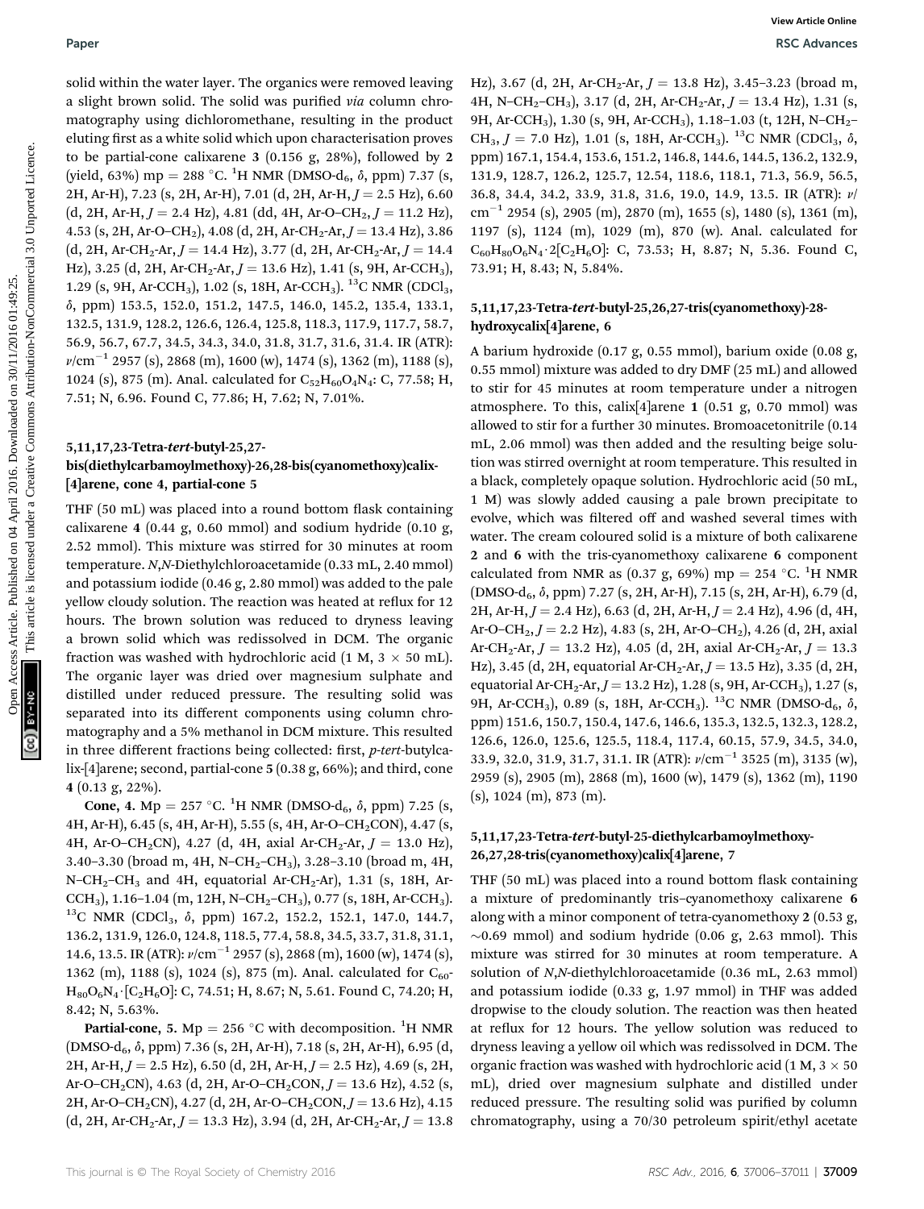solid within the water layer. The organics were removed leaving a slight brown solid. The solid was purified *via* column chromatography using dichloromethane, resulting in the product eluting first as a white solid which upon characterisation proves to be partial-cone calixarene **3** (0.156 g, 28%), followed by **2** (yield, 63%) mp = 288 °C. $^{1}$H NMR (DMSO-d$_6$, $\delta$, ppm) 7.37 (s, 2H, Ar-H), 7.23 (s, 2H, Ar-H), 7.01 (d, 2H, Ar-H, $J$ = 2.5 Hz), 6.60 (d, 2H, Ar-H, $J$ = 2.4 Hz), 4.81 (dd, 4H, Ar-O–CH$_2$, $J$ = 11.2 Hz), 4.53 (s, 2H, Ar-O–CH$_2$), 4.08 (d, 2H, Ar-CH$_2$-Ar, $J$ = 13.4 Hz), 3.86 (d, 2H, Ar-CH$_2$-Ar, $J$ = 14.4 Hz), 3.77 (d, 2H, Ar-CH$_2$-Ar, $J$ = 14.4 Hz), 3.25 (d, 2H, Ar-CH$_2$-Ar, $J$ = 13.6 Hz), 1.41 (s, 9H, Ar-CCH$_3$), 1.29 (s, 9H, Ar-CCH$_3$), 1.02 (s, 18H, Ar-CCH$_3$). $^{13}$C NMR (CDCl$_3$, $\delta$, ppm) 153.5, 152.0, 151.2, 147.5, 146.0, 145.2, 135.4, 133.1, 132.5, 131.9, 128.2, 126.6, 126.4, 125.8, 118.3, 117.9, 117.7, 58.7, 56.9, 56.7, 67.7, 34.5, 34.3, 34.0, 31.8, 31.7, 31.6, 31.4. IR (ATR): $\nu$/cm$^{-1}$ 2957 (s), 2868 (m), 1600 (w), 1474 (s), 1362 (m), 1188 (s), 1024 (s), 875 (m). Anal. calculated for $C_{52}H_{60}O_4N_4$: C, 77.58; H, 7.51; N, 6.96. Found C, 77.86; H, 7.62; N, 7.01%.

### 5,11,17,23-Tetra-*tert*-butyl-25,27-bis(diethylcarbamoylmethoxy)-26,28-bis(cyanomethoxy)calix-[4]arene, cone 4, partial-cone 5

THF (50 mL) was placed into a round bottom flask containing calixarene **4** (0.44 g, 0.60 mmol) and sodium hydride (0.10 g, 2.52 mmol). This mixture was stirred for 30 minutes at room temperature. *N*,*N*-Diethylchloroacetamide (0.33 mL, 2.40 mmol) and potassium iodide (0.46 g, 2.80 mmol) was added to the pale yellow cloudy solution. The reaction was heated at reflux for 12 hours. The brown solution was reduced to dryness leaving a brown solid which was redissolved in DCM. The organic fraction was washed with hydrochloric acid (1 M, 3 × 50 mL). The organic layer was dried over magnesium sulphate and distilled under reduced pressure. The resulting solid was separated into its different components using column chromatography and a 5% methanol in DCM mixture. This resulted in three different fractions being collected: first, *p*-*tert*-butylcalix-[4]arene; second, partial-cone **5** (0.38 g, 66%); and third, cone **4** (0.13 g, 22%).

**Cone, 4.** Mp = 257 °C. $^{1}$H NMR (DMSO-d$_6$, $\delta$, ppm) 7.25 (s, 4H, Ar-H), 6.45 (s, 4H, Ar-H), 5.55 (s, 4H, Ar-O–CH$_2$CON), 4.47 (s, 4H, Ar-O–CH$_2$CN), 4.27 (d, 4H, axial Ar-CH$_2$-Ar, $J$ = 13.0 Hz), 3.40–3.30 (broad m, 4H, N–CH$_2$–CH$_3$), 3.28–3.10 (broad m, 4H, N–CH$_2$–CH$_3$ and 4H, equatorial Ar-CH$_2$-Ar), 1.31 (s, 18H, Ar-CCH$_3$), 1.16–1.04 (m, 12H, N–CH$_2$–CH$_3$), 0.77 (s, 18H, Ar-CCH$_3$). $^{13}$C NMR (CDCl$_3$, $\delta$, ppm) 167.2, 152.2, 152.1, 147.0, 144.7, 136.2, 131.9, 126.0, 124.8, 118.5, 77.4, 58.8, 34.5, 33.7, 31.8, 31.1, 14.6, 13.5. IR (ATR): $\nu$/cm$^{-1}$ 2957 (s), 2868 (m), 1600 (w), 1474 (s), 1362 (m), 1188 (s), 1024 (s), 875 (m). Anal. calculated for $C_{60}H_{80}O_6N_4\cdot[C_2H_6O]$: C, 74.51; H, 8.67; N, 5.61. Found C, 74.20; H, 8.42; N, 5.63%.

**Partial-cone, 5.** Mp = 256 °C with decomposition. $^{1}$H NMR (DMSO-d$_6$, $\delta$, ppm) 7.36 (s, 2H, Ar-H), 7.18 (s, 2H, Ar-H), 6.95 (d, 2H, Ar-H, $J$ = 2.5 Hz), 6.50 (d, 2H, Ar-H, $J$ = 2.5 Hz), 4.69 (s, 2H, Ar-O–CH$_2$CN), 4.63 (d, 2H, Ar-O–CH$_2$CON, $J$ = 13.6 Hz), 4.52 (s, 2H, Ar-O–CH$_2$CN), 4.27 (d, 2H, Ar-O–CH$_2$CON, $J$ = 13.6 Hz), 4.15 (d, 2H, Ar-CH$_2$-Ar, $J$ = 13.3 Hz), 3.94 (d, 2H, Ar-CH$_2$-Ar, $J$ = 13.8 Hz), 3.67 (d, 2H, Ar-CH$_2$-Ar, $J$ = 13.8 Hz), 3.45–3.23 (broad m, 4H, N–CH$_2$–CH$_3$), 3.17 (d, 2H, Ar-CH$_2$-Ar, $J$ = 13.4 Hz), 1.31 (s, 9H, Ar-CCH$_3$), 1.30 (s, 9H, Ar-CCH$_3$), 1.18–1.03 (t, 12H, N–CH$_2$–CH$_3$, $J$ = 7.0 Hz), 1.01 (s, 18H, Ar-CCH$_3$). $^{13}$C NMR (CDCl$_3$, $\delta$, ppm) 167.1, 154.4, 153.6, 151.2, 146.8, 144.6, 144.5, 136.2, 132.9, 131.9, 128.7, 126.2, 125.7, 12.54, 118.6, 118.1, 71.3, 56.9, 56.5, 36.8, 34.4, 34.2, 33.9, 31.8, 31.6, 19.0, 14.9, 13.5. IR (ATR): $\nu$/cm$^{-1}$ 2954 (s), 2905 (m), 2870 (m), 1655 (s), 1480 (s), 1361 (m), 1197 (s), 1124 (m), 1029 (m), 870 (w). Anal. calculated for $C_{60}H_{80}O_6N_4\cdot 2[C_2H_6O]$: C, 73.53; H, 8.87; N, 5.36. Found C, 73.91; H, 8.43; N, 5.84%.

### 5,11,17,23-Tetra-*tert*-butyl-25,26,27-tris(cyanomethoxy)-28-hydroxycalix[4]arene, 6

A barium hydroxide (0.17 g, 0.55 mmol), barium oxide (0.08 g, 0.55 mmol) mixture was added to dry DMF (25 mL) and allowed to stir for 45 minutes at room temperature under a nitrogen atmosphere. To this, calix[4]arene **1** (0.51 g, 0.70 mmol) was allowed to stir for a further 30 minutes. Bromoacetonitrile (0.14 mL, 2.06 mmol) was then added and the resulting beige solution was stirred overnight at room temperature. This resulted in a black, completely opaque solution. Hydrochloric acid (50 mL, 1 M) was slowly added causing a pale brown precipitate to evolve, which was filtered off and washed several times with water. The cream coloured solid is a mixture of both calixarene **2** and **6** with the tris-cyanomethoxy calixarene **6** component calculated from NMR as (0.37 g, 69%) mp = 254 °C. $^{1}$H NMR (DMSO-d$_6$, $\delta$, ppm) 7.27 (s, 2H, Ar-H), 7.15 (s, 2H, Ar-H), 6.79 (d, 2H, Ar-H, $J$ = 2.4 Hz), 6.63 (d, 2H, Ar-H, $J$ = 2.4 Hz), 4.96 (d, 4H, Ar-O–CH$_2$, $J$ = 2.2 Hz), 4.83 (s, 2H, Ar-O–CH$_2$), 4.26 (d, 2H, axial Ar-CH$_2$-Ar, $J$ = 13.2 Hz), 4.05 (d, 2H, axial Ar-CH$_2$-Ar, $J$ = 13.3 Hz), 3.45 (d, 2H, equatorial Ar-CH$_2$-Ar, $J$ = 13.5 Hz), 3.35 (d, 2H, equatorial Ar-CH$_2$-Ar, $J$ = 13.2 Hz), 1.28 (s, 9H, Ar-CCH$_3$), 1.27 (s, 9H, Ar-CCH$_3$), 0.89 (s, 18H, Ar-CCH$_3$). $^{13}$C NMR (DMSO-d$_6$, $\delta$, ppm) 151.6, 150.7, 150.4, 147.6, 146.6, 135.3, 132.5, 132.3, 128.2, 126.6, 126.0, 125.6, 125.5, 118.4, 117.4, 60.15, 57.9, 34.5, 34.0, 33.9, 32.0, 31.9, 31.7, 31.1. IR (ATR): $\nu$/cm$^{-1}$ 3525 (m), 3135 (w), 2959 (s), 2905 (m), 2868 (m), 1600 (w), 1479 (s), 1362 (m), 1190 (s), 1024 (m), 873 (m).

### 5,11,17,23-Tetra-*tert*-butyl-25-diethylcarbamoylmethoxy-26,27,28-tris(cyanomethoxy)calix[4]arene, 7

THF (50 mL) was placed into a round bottom flask containing a mixture of predominantly tris–cyanomethoxy calixarene **6** along with a minor component of tetra-cyanomethoxy **2** (0.53 g, ~0.69 mmol) and sodium hydride (0.06 g, 2.63 mmol). This mixture was stirred for 30 minutes at room temperature. A solution of *N*,*N*-diethylchloroacetamide (0.36 mL, 2.63 mmol) and potassium iodide (0.33 g, 1.97 mmol) in THF was added dropwise to the cloudy solution. The reaction was then heated at reflux for 12 hours. The yellow solution was reduced to dryness leaving a yellow oil which was redissolved in DCM. The organic fraction was washed with hydrochloric acid (1 M, 3 × 50 mL), dried over magnesium sulphate and distilled under reduced pressure. The resulting solid was purified by column chromatography, using a 70/30 petroleum spirit/ethyl acetate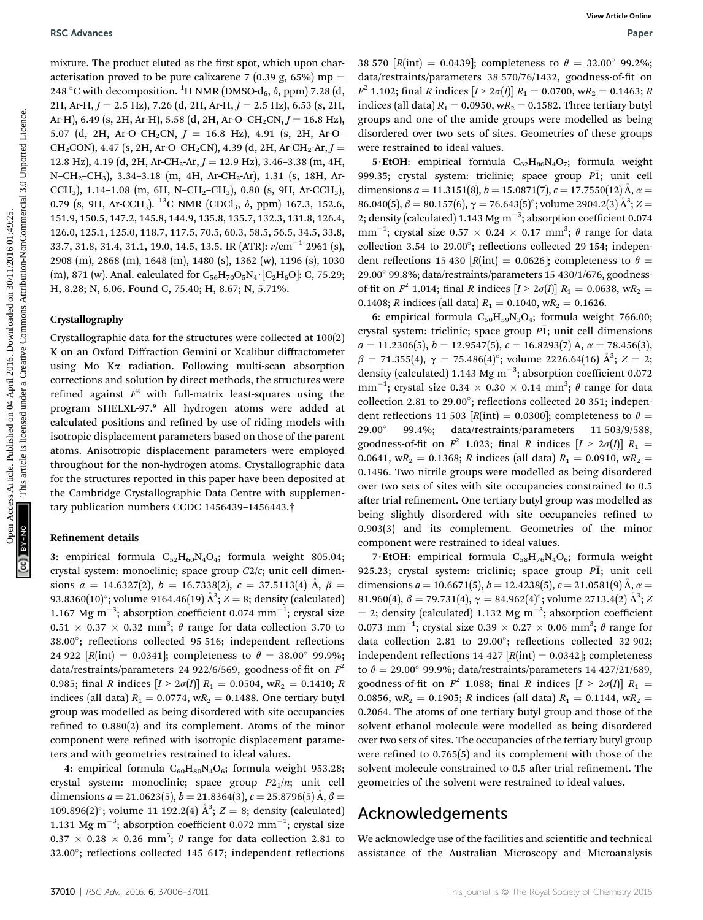mixture. The product eluted as the first spot, which upon characterisation proved to be pure calixarene 7 (0.39 g, 65%) mp = 248 °C with decomposition. $^1$H NMR (DMSO-d$_6$, $\delta$, ppm) 7.28 (d, 2H, Ar-H, $J$ = 2.5 Hz), 7.26 (d, 2H, Ar-H, $J$ = 2.5 Hz), 6.53 (s, 2H, Ar-H), 6.49 (s, 2H, Ar-H), 5.58 (d, 2H, Ar–O–CH$_2$CN, $J$ = 16.8 Hz), 5.07 (d, 2H, Ar–O–CH$_2$CN, $J$ = 16.8 Hz), 4.91 (s, 2H, Ar–O–CH$_2$CON), 4.47 (s, 2H, Ar–O–CH$_2$CN), 4.39 (d, 2H, Ar-CH$_2$-Ar, $J$ = 12.8 Hz), 4.19 (d, 2H, Ar-CH$_2$-Ar, $J$ = 12.9 Hz), 3.46–3.38 (m, 4H, N–CH$_2$–CH$_3$), 3.34–3.18 (m, 4H, Ar-CH$_2$-Ar), 1.31 (s, 18H, Ar-CCH$_3$), 1.14–1.08 (m, 6H, N–CH$_2$–CH$_3$), 0.80 (s, 9H, Ar-CCH$_3$), 0.79 (s, 9H, Ar-CCH$_3$). $^{13}$C NMR (CDCl$_3$, $\delta$, ppm) 167.3, 152.6, 151.9, 150.5, 147.2, 145.8, 144.9, 135.8, 135.7, 132.3, 131.8, 126.4, 126.0, 125.1, 125.0, 118.7, 117.5, 70.5, 60.3, 58.5, 56.5, 34.5, 33.8, 33.7, 31.8, 31.4, 31.1, 19.0, 14.5, 13.5. IR (ATR): $\nu$/cm$^{-1}$ 2961 (s), 2908 (m), 2868 (m), 1648 (m), 1480 (s), 1362 (w), 1196 (s), 1030 (m), 871 (w). Anal. calculated for $C_{56}H_{70}O_5N_4 \cdot [C_2H_6O]$: C, 75.29; H, 8.28; N, 6.06. Found C, 75.40; H, 8.67; N, 5.71%.

### Crystallography

Crystallographic data for the structures were collected at 100(2) K on an Oxford Diffraction Gemini or Xcalibur diffractometer using Mo K$\alpha$ radiation. Following multi-scan absorption corrections and solution by direct methods, the structures were refined against $F^2$ with full-matrix least-squares using the program SHELXL-97.[9] All hydrogen atoms were added at calculated positions and refined by use of riding models with isotropic displacement parameters based on those of the parent atoms. Anisotropic displacement parameters were employed throughout for the non-hydrogen atoms. Crystallographic data for the structures reported in this paper have been deposited at the Cambridge Crystallographic Data Centre with supplementary publication numbers CCDC 1456439–1456443.†

### Refinement details

**3**: empirical formula $C_{52}H_{60}N_4O_4$; formula weight 805.04; crystal system: monoclinic; space group $C2/c$; unit cell dimensions $a$ = 14.6327(2), $b$ = 16.7338(2), $c$ = 37.5113(4) Å, $\beta$ = 93.8360(10)°; volume 9164.46(19) Å$^3$; $Z$ = 8; density (calculated) 1.167 Mg m$^{-3}$; absorption coefficient 0.074 mm$^{-1}$; crystal size 0.51 × 0.37 × 0.32 mm$^3$; $\theta$ range for data collection 3.70 to 38.00°; reflections collected 95 516; independent reflections 24 922 [$R$(int) = 0.0341]; completeness to $\theta$ = 38.00° 99.9%; data/restraints/parameters 24 922/6/569, goodness-of-fit on $F^2$ 0.985; final $R$ indices [$I > 2\sigma(I)$] $R_1$ = 0.0504, w$R_2$ = 0.1410; $R$ indices (all data) $R_1$ = 0.0774, w$R_2$ = 0.1488. One tertiary butyl group was modelled as being disordered with site occupancies refined to 0.880(2) and its complement. Atoms of the minor component were refined with isotropic displacement parameters and with geometries restrained to ideal values.

**4**: empirical formula $C_{60}H_{80}N_4O_6$; formula weight 953.28; crystal system: monoclinic; space group $P2_1/n$; unit cell dimensions $a$ = 21.0623(5), $b$ = 21.8364(3), $c$ = 25.8796(5) Å, $\beta$ = 109.896(2)°; volume 11 192.2(4) Å$^3$; $Z$ = 8; density (calculated) 1.131 Mg m$^{-3}$; absorption coefficient 0.072 mm$^{-1}$; crystal size 0.37 × 0.28 × 0.26 mm$^3$; $\theta$ range for data collection 2.81 to 32.00°; reflections collected 145 617; independent reflections 38 570 [$R$(int) = 0.0439]; completeness to $\theta$ = 32.00° 99.2%; data/restraints/parameters 38 570/76/1432, goodness-of-fit on $F^2$ 1.102; final $R$ indices [$I > 2\sigma(I)$] $R_1$ = 0.0700, w$R_2$ = 0.1463; $R$ indices (all data) $R_1$ = 0.0950, w$R_2$ = 0.1582. Three tertiary butyl groups and one of the amide groups were modelled as being disordered over two sets of sites. Geometries of these groups were restrained to ideal values.

**5·EtOH**: empirical formula $C_{62}H_{86}N_4O_7$; formula weight 999.35; crystal system: triclinic; space group $P\bar{1}$; unit cell dimensions $a$ = 11.3151(8), $b$ = 15.0871(7), $c$ = 17.7550(12) Å, $\alpha$ = 86.040(5), $\beta$ = 80.157(6), $\gamma$ = 76.643(5)°; volume 2904.2(3) Å$^3$; $Z$ = 2; density (calculated) 1.143 Mg m$^{-3}$; absorption coefficient 0.074 mm$^{-1}$; crystal size 0.57 × 0.24 × 0.17 mm$^3$; $\theta$ range for data collection 3.54 to 29.00°; reflections collected 29 154; independent reflections 15 430 [$R$(int) = 0.0626]; completeness to $\theta$ = 29.00° 99.8%; data/restraints/parameters 15 430/1/676, goodness-of-fit on $F^2$ 1.014; final $R$ indices [$I > 2\sigma(I)$] $R_1$ = 0.0638, w$R_2$ = 0.1408; $R$ indices (all data) $R_1$ = 0.1040, w$R_2$ = 0.1626.

**6**: empirical formula $C_{50}H_{59}N_3O_4$; formula weight 766.00; crystal system: triclinic; space group $P\bar{1}$; unit cell dimensions $a$ = 11.2306(5), $b$ = 12.9547(5), $c$ = 16.8293(7) Å, $\alpha$ = 78.456(3), $\beta$ = 71.355(4), $\gamma$ = 75.486(4)°; volume 2226.64(16) Å$^3$; $Z$ = 2; density (calculated) 1.143 Mg m$^{-3}$; absorption coefficient 0.072 mm$^{-1}$; crystal size 0.34 × 0.30 × 0.14 mm$^3$; $\theta$ range for data collection 2.81 to 29.00°; reflections collected 20 351; independent reflections 11 503 [$R$(int) = 0.0300]; completeness to $\theta$ = 29.00° 99.4%; data/restraints/parameters 11 503/9/588, goodness-of-fit on $F^2$ 1.023; final $R$ indices [$I > 2\sigma(I)$] $R_1$ = 0.0641, w$R_2$ = 0.1368; $R$ indices (all data) $R_1$ = 0.0910, w$R_2$ = 0.1496. Two nitrile groups were modelled as being disordered over two sets of sites with site occupancies constrained to 0.5 after trial refinement. One tertiary butyl group was modelled as being slightly disordered with site occupancies refined to 0.903(3) and its complement. Geometries of the minor component were restrained to ideal values.

**7·EtOH**: empirical formula $C_{58}H_{76}N_4O_6$; formula weight 925.23; crystal system: triclinic; space group $P\bar{1}$; unit cell dimensions $a$ = 10.6671(5), $b$ = 12.4238(5), $c$ = 21.0581(9) Å, $\alpha$ = 81.960(4), $\beta$ = 79.731(4), $\gamma$ = 84.962(4)°; volume 2713.4(2) Å$^3$; $Z$ = 2; density (calculated) 1.132 Mg m$^{-3}$; absorption coefficient 0.073 mm$^{-1}$; crystal size 0.39 × 0.27 × 0.06 mm$^3$; $\theta$ range for data collection 2.81 to 29.00°; reflections collected 32 902; independent reflections 14 427 [$R$(int) = 0.0342]; completeness to $\theta$ = 29.00° 99.9%; data/restraints/parameters 14 427/21/689, goodness-of-fit on $F^2$ 1.088; final $R$ indices [$I > 2\sigma(I)$] $R_1$ = 0.0856, w$R_2$ = 0.1905; $R$ indices (all data) $R_1$ = 0.1144, w$R_2$ = 0.2064. The atoms of one tertiary butyl group and those of the solvent ethanol molecule were modelled as being disordered over two sets of sites. The occupancies of the tertiary butyl group were refined to 0.765(5) and its complement with those of the solvent molecule constrained to 0.5 after trial refinement. The geometries of the solvent were restrained to ideal values.

## Acknowledgements

We acknowledge use of the facilities and scientific and technical assistance of the Australian Microscopy and Microanalysis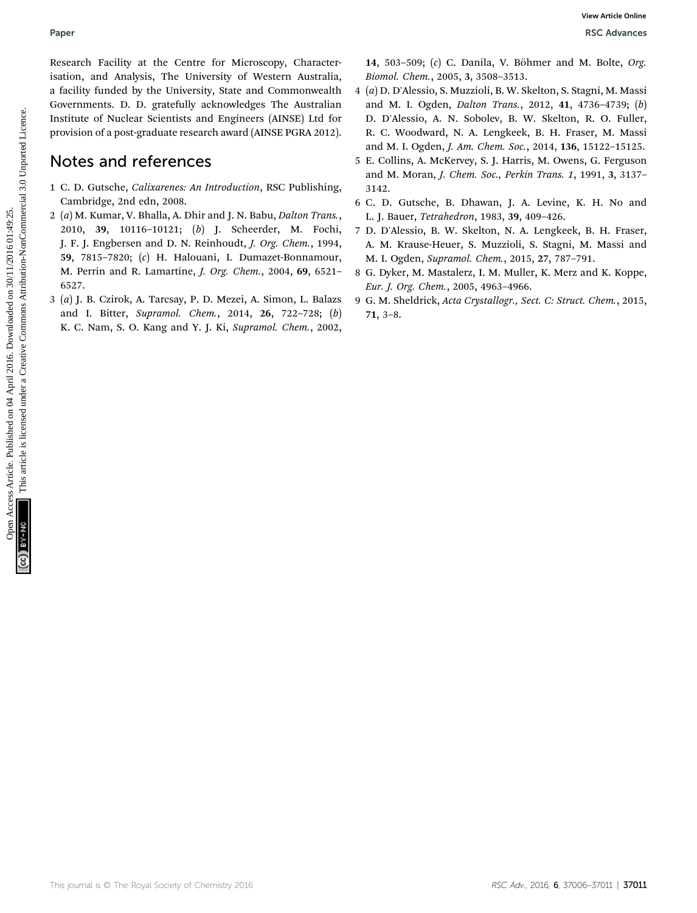Research Facility at the Centre for Microscopy, Characterisation, and Analysis, The University of Western Australia, a facility funded by the University, State and Commonwealth Governments. D. D. gratefully acknowledges The Australian Institute of Nuclear Scientists and Engineers (AINSE) Ltd for provision of a post-graduate research award (AINSE PGRA 2012).

## Notes and references

1 C. D. Gutsche, *Calixarenes: An Introduction*, RSC Publishing, Cambridge, 2nd edn, 2008.

2 (*a*) M. Kumar, V. Bhalla, A. Dhir and J. N. Babu, *Dalton Trans.*, 2010, **39**, 10116–10121; (*b*) J. Scheerder, M. Fochi, J. F. J. Engbersen and D. N. Reinhoudt, *J. Org. Chem.*, 1994, **59**, 7815–7820; (*c*) H. Halouani, I. Dumazet-Bonnamour, M. Perrin and R. Lamartine, *J. Org. Chem.*, 2004, **69**, 6521–6527.

3 (*a*) J. B. Czirok, A. Tarcsay, P. D. Mezei, A. Simon, L. Balazs and I. Bitter, *Supramol. Chem.*, 2014, **26**, 722–728; (*b*) K. C. Nam, S. O. Kang and Y. J. Ki, *Supramol. Chem.*, 2002, **14**, 503–509; (*c*) C. Danila, V. Böhmer and M. Bolte, *Org. Biomol. Chem.*, 2005, **3**, 3508–3513.

4 (*a*) D. D'Alessio, S. Muzzioli, B. W. Skelton, S. Stagni, M. Massi and M. I. Ogden, *Dalton Trans.*, 2012, **41**, 4736–4739; (*b*) D. D'Alessio, A. N. Sobolev, B. W. Skelton, R. O. Fuller, R. C. Woodward, N. A. Lengkeek, B. H. Fraser, M. Massi and M. I. Ogden, *J. Am. Chem. Soc.*, 2014, **136**, 15122–15125.

5 E. Collins, A. McKervey, S. J. Harris, M. Owens, G. Ferguson and M. Moran, *J. Chem. Soc., Perkin Trans. 1*, 1991, **3**, 3137–3142.

6 C. D. Gutsche, B. Dhawan, J. A. Levine, K. H. No and L. J. Bauer, *Tetrahedron*, 1983, **39**, 409–426.

7 D. D'Alessio, B. W. Skelton, N. A. Lengkeek, B. H. Fraser, A. M. Krause-Heuer, S. Muzzioli, S. Stagni, M. Massi and M. I. Ogden, *Supramol. Chem.*, 2015, **27**, 787–791.

8 G. Dyker, M. Mastalerz, I. M. Muller, K. Merz and K. Koppe, *Eur. J. Org. Chem.*, 2005, 4963–4966.

9 G. M. Sheldrick, *Acta Crystallogr., Sect. C: Struct. Chem.*, 2015, **71**, 3–8.